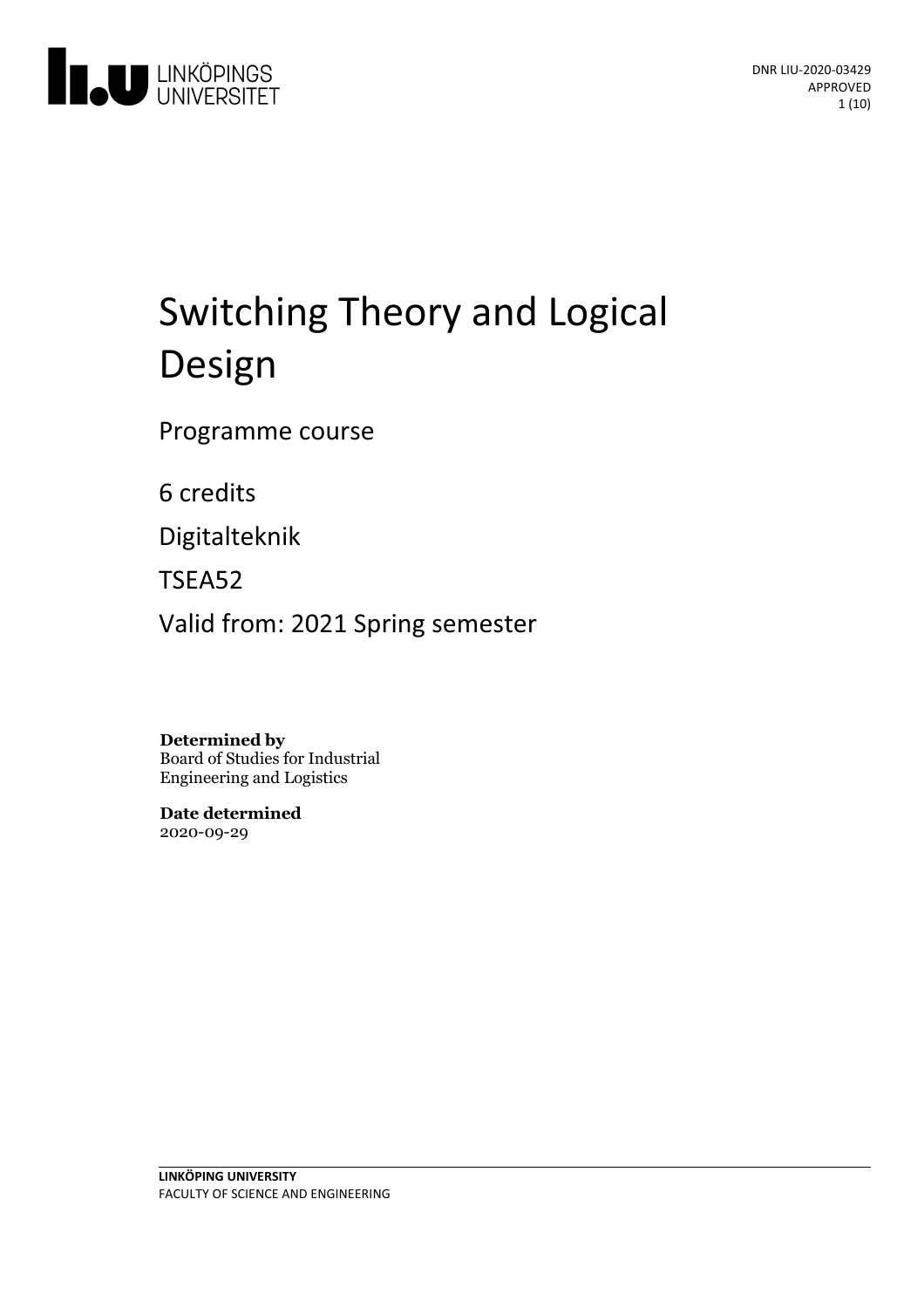DNR LIU-2020-03429
APPROVED

# Switching Theory and Logical Design

Programme course

6 credits

Digitalteknik

TSEA52

Valid from: 2021 Spring semester

**Determined by**
Board of Studies for Industrial Engineering and Logistics

**Date determined**
2020-09-29

**LINKÖPING UNIVERSITY**
FACULTY OF SCIENCE AND ENGINEERING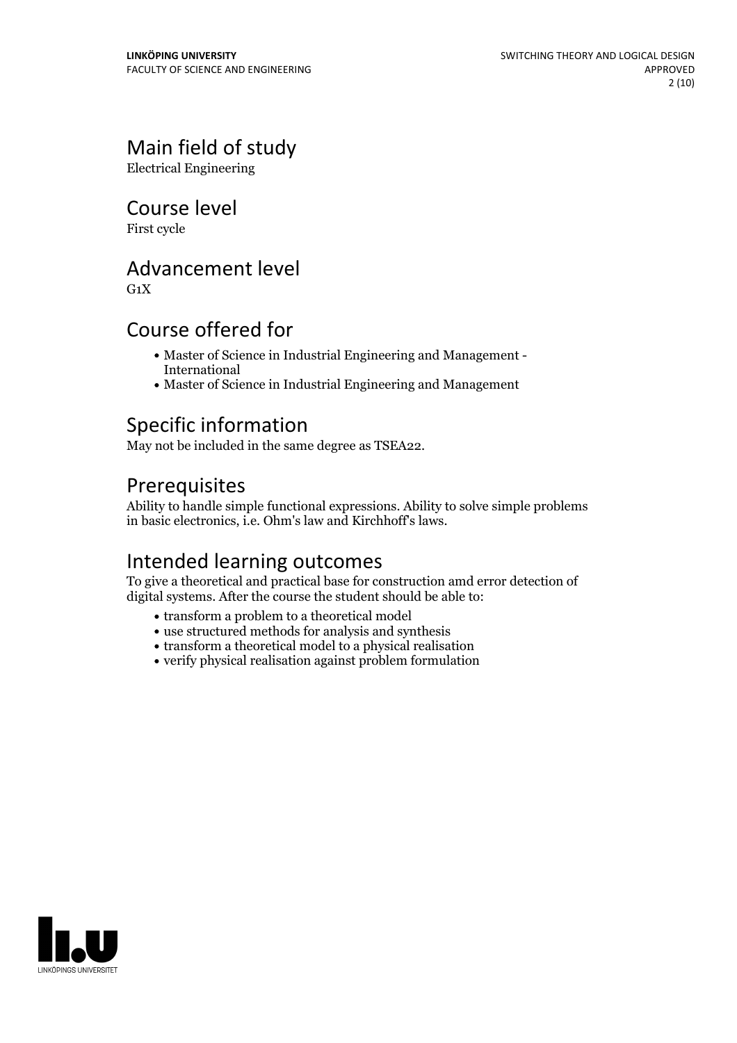## Main field of study

Electrical Engineering

## Course level

First cycle

## Advancement level

G1X

## Course offered for

- Master of Science in Industrial Engineering and Management - International
- Master of Science in Industrial Engineering and Management

## Specific information

May not be included in the same degree as TSEA22.

## Prerequisites

Ability to handle simple functional expressions. Ability to solve simple problems in basic electronics, i.e. Ohm's law and Kirchhoff's laws.

## Intended learning outcomes

To give a theoretical and practical base for construction amd error detection of digital systems. After the course the student should be able to:

- transform a problem to a theoretical model
- use structured methods for analysis and synthesis
- transform a theoretical model to a physical realisation
- verify physical realisation against problem formulation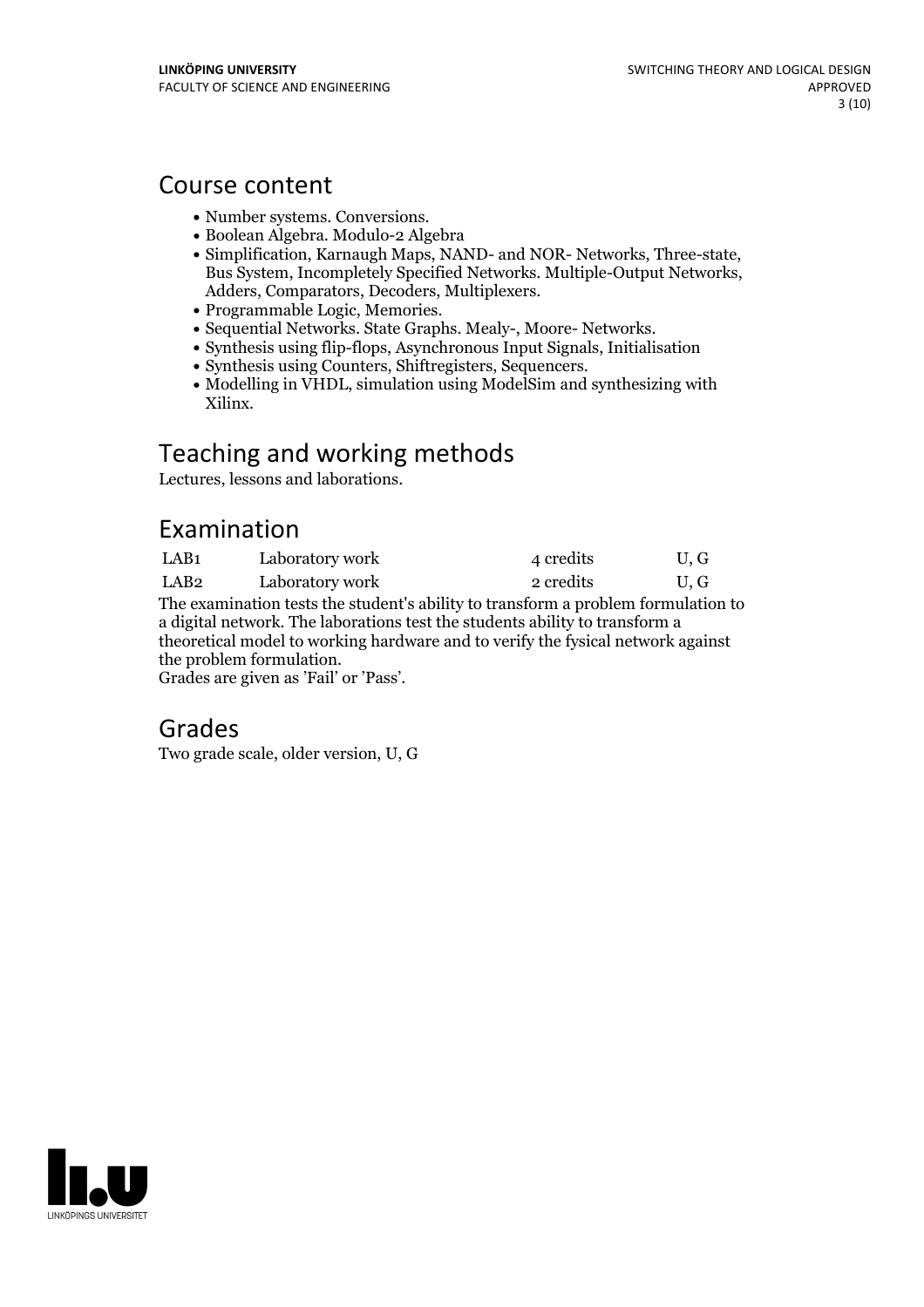# Course content

- Number systems. Conversions.
- Boolean Algebra. Modulo-2 Algebra
- Simplification, Karnaugh Maps, NAND- and NOR- Networks, Three-state, Bus System, Incompletely Specified Networks. Multiple-Output Networks, Adders, Comparators, Decoders, Multiplexers.
- Programmable Logic, Memories.
- Sequential Networks. State Graphs. Mealy-, Moore- Networks.
- Synthesis using flip-flops, Asynchronous Input Signals, Initialisation
- Synthesis using Counters, Shiftregisters, Sequencers.
- Modelling in VHDL, simulation using ModelSim and synthesizing with Xilinx.

# Teaching and working methods

Lectures, lessons and laborations.

# Examination

| | | | |
|---|---|---|---|
| LAB1 | Laboratory work | 4 credits | U, G |
| LAB2 | Laboratory work | 2 credits | U, G |

The examination tests the student's ability to transform a problem formulation to a digital network. The laborations test the students ability to transform a theoretical model to working hardware and to verify the fysical network against the problem formulation.
Grades are given as 'Fail' or 'Pass'.

# Grades

Two grade scale, older version, U, G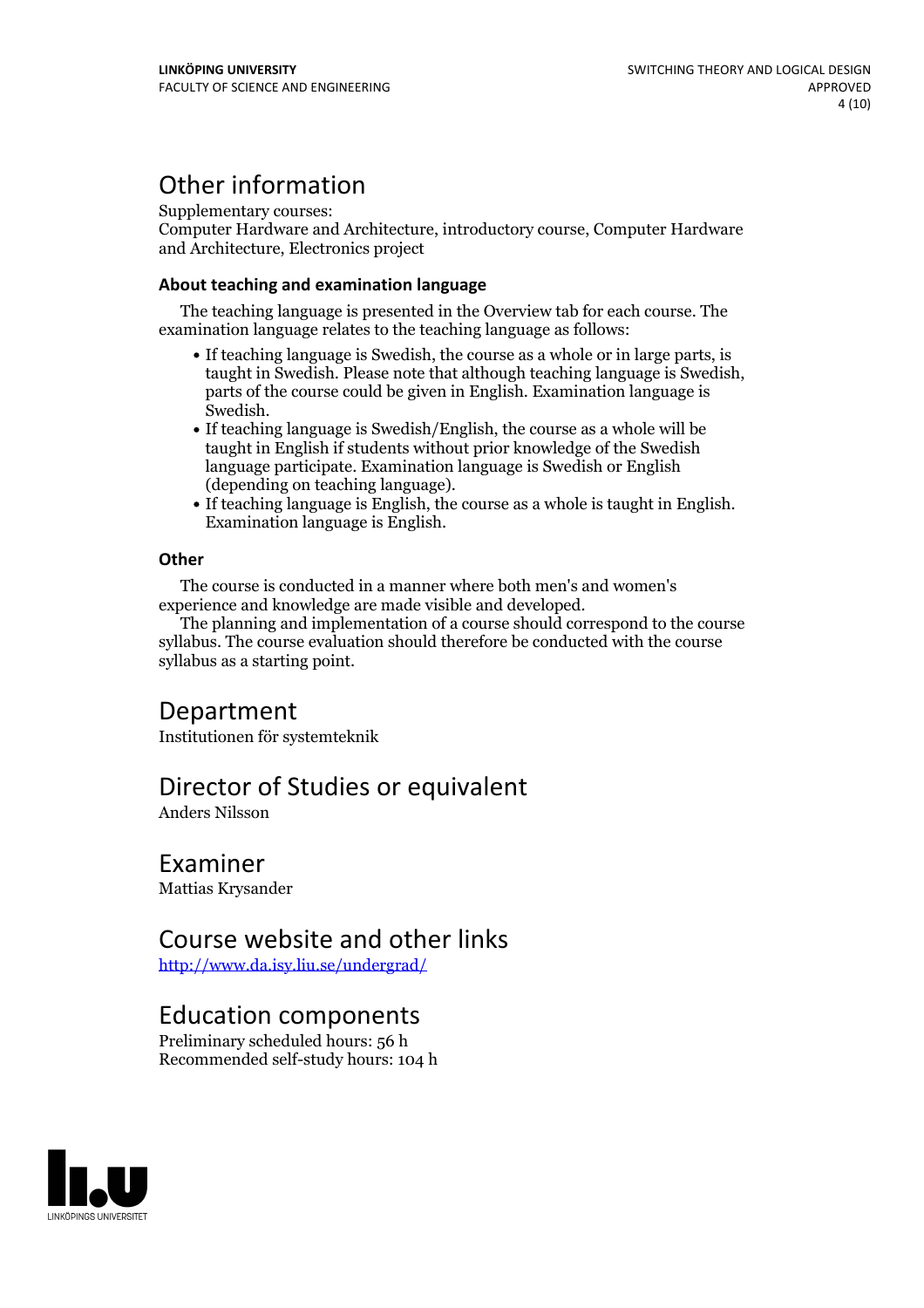# Other information

Supplementary courses:
Computer Hardware and Architecture, introductory course, Computer Hardware and Architecture, Electronics project

### About teaching and examination language

The teaching language is presented in the Overview tab for each course. The examination language relates to the teaching language as follows:

- If teaching language is Swedish, the course as a whole or in large parts, is taught in Swedish. Please note that although teaching language is Swedish, parts of the course could be given in English. Examination language is Swedish.
- If teaching language is Swedish/English, the course as a whole will be taught in English if students without prior knowledge of the Swedish language participate. Examination language is Swedish or English (depending on teaching language).
- If teaching language is English, the course as a whole is taught in English. Examination language is English.

### Other

The course is conducted in a manner where both men's and women's experience and knowledge are made visible and developed.

The planning and implementation of a course should correspond to the course syllabus. The course evaluation should therefore be conducted with the course syllabus as a starting point.

# Department

Institutionen för systemteknik

# Director of Studies or equivalent

Anders Nilsson

# Examiner

Mattias Krysander

# Course website and other links

http://www.da.isy.liu.se/undergrad/

# Education components

Preliminary scheduled hours: 56 h
Recommended self-study hours: 104 h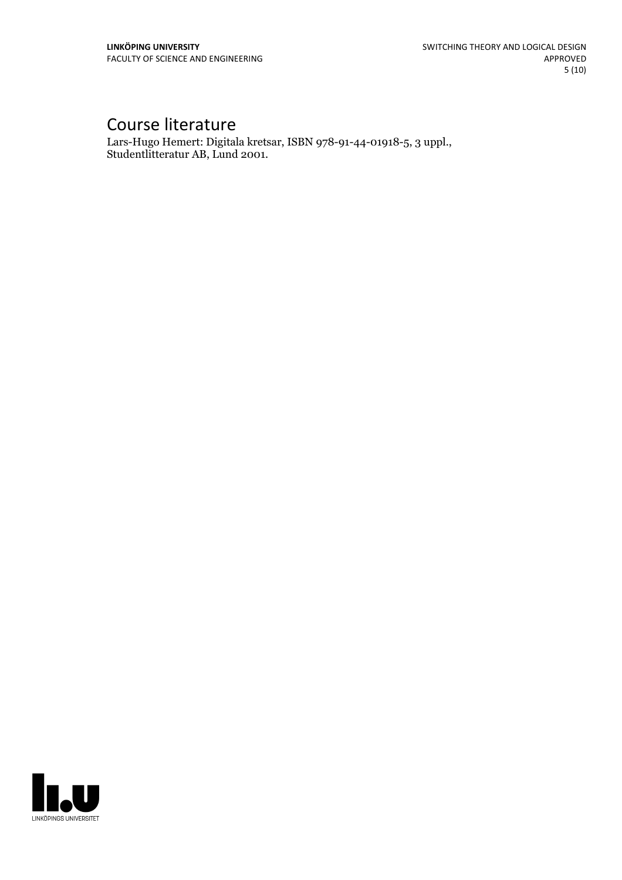# Course literature

Lars-Hugo Hemert: Digitala kretsar, ISBN 978-91-44-01918-5, 3 uppl., Studentlitteratur AB, Lund 2001.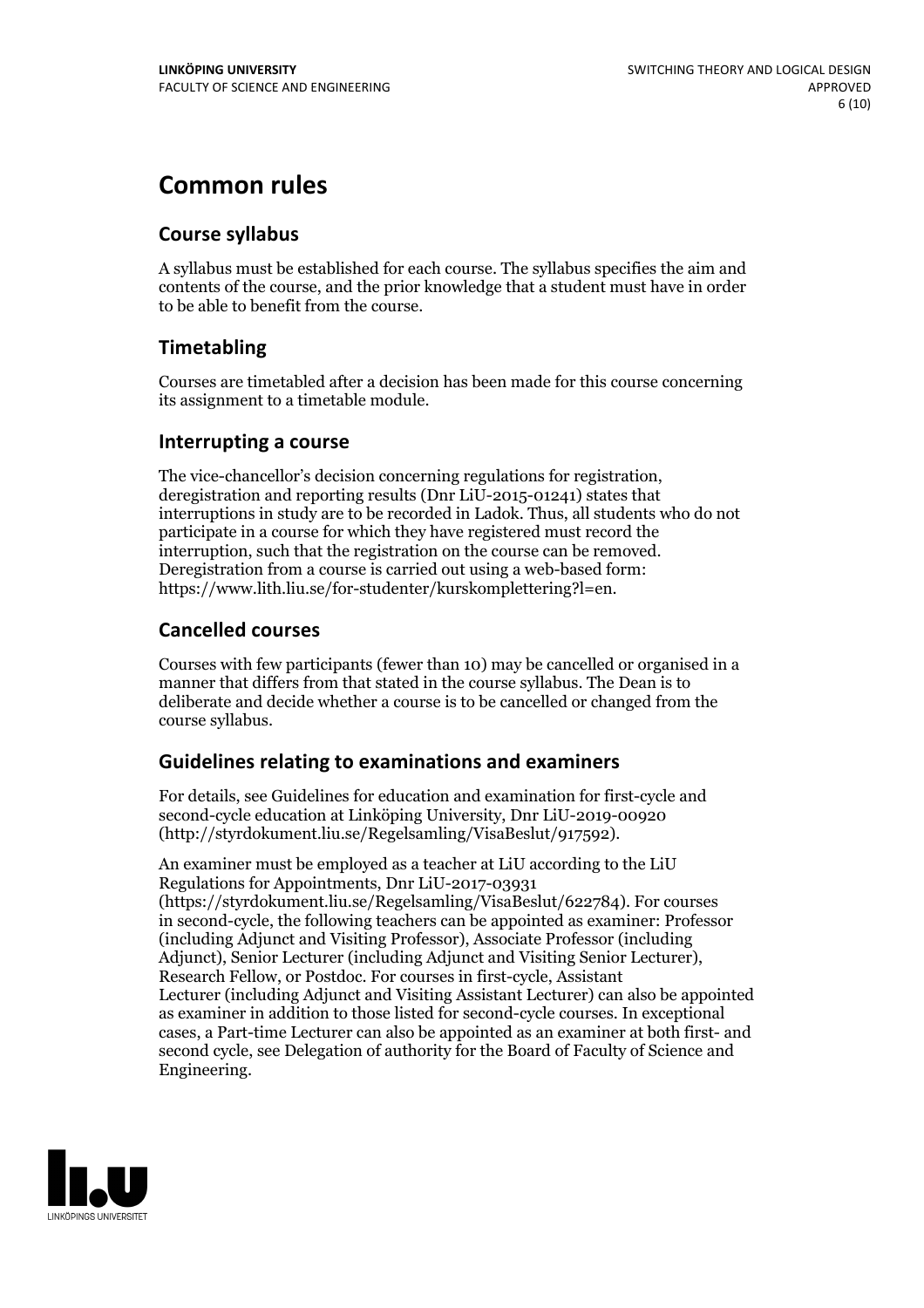# Common rules

## Course syllabus

A syllabus must be established for each course. The syllabus specifies the aim and contents of the course, and the prior knowledge that a student must have in order to be able to benefit from the course.

## Timetabling

Courses are timetabled after a decision has been made for this course concerning its assignment to a timetable module.

## Interrupting a course

The vice-chancellor's decision concerning regulations for registration, deregistration and reporting results (Dnr LiU-2015-01241) states that interruptions in study are to be recorded in Ladok. Thus, all students who do not participate in a course for which they have registered must record the interruption, such that the registration on the course can be removed. Deregistration from a course is carried out using a web-based form: https://www.lith.liu.se/for-studenter/kurskomplettering?l=en.

## Cancelled courses

Courses with few participants (fewer than 10) may be cancelled or organised in a manner that differs from that stated in the course syllabus. The Dean is to deliberate and decide whether a course is to be cancelled or changed from the course syllabus.

## Guidelines relating to examinations and examiners

For details, see Guidelines for education and examination for first-cycle and second-cycle education at Linköping University, Dnr LiU-2019-00920 (http://styrdokument.liu.se/Regelsamling/VisaBeslut/917592).

An examiner must be employed as a teacher at LiU according to the LiU Regulations for Appointments, Dnr LiU-2017-03931 (https://styrdokument.liu.se/Regelsamling/VisaBeslut/622784). For courses in second-cycle, the following teachers can be appointed as examiner: Professor (including Adjunct and Visiting Professor), Associate Professor (including Adjunct), Senior Lecturer (including Adjunct and Visiting Senior Lecturer), Research Fellow, or Postdoc. For courses in first-cycle, Assistant Lecturer (including Adjunct and Visiting Assistant Lecturer) can also be appointed as examiner in addition to those listed for second-cycle courses. In exceptional cases, a Part-time Lecturer can also be appointed as an examiner at both first- and second cycle, see Delegation of authority for the Board of Faculty of Science and Engineering.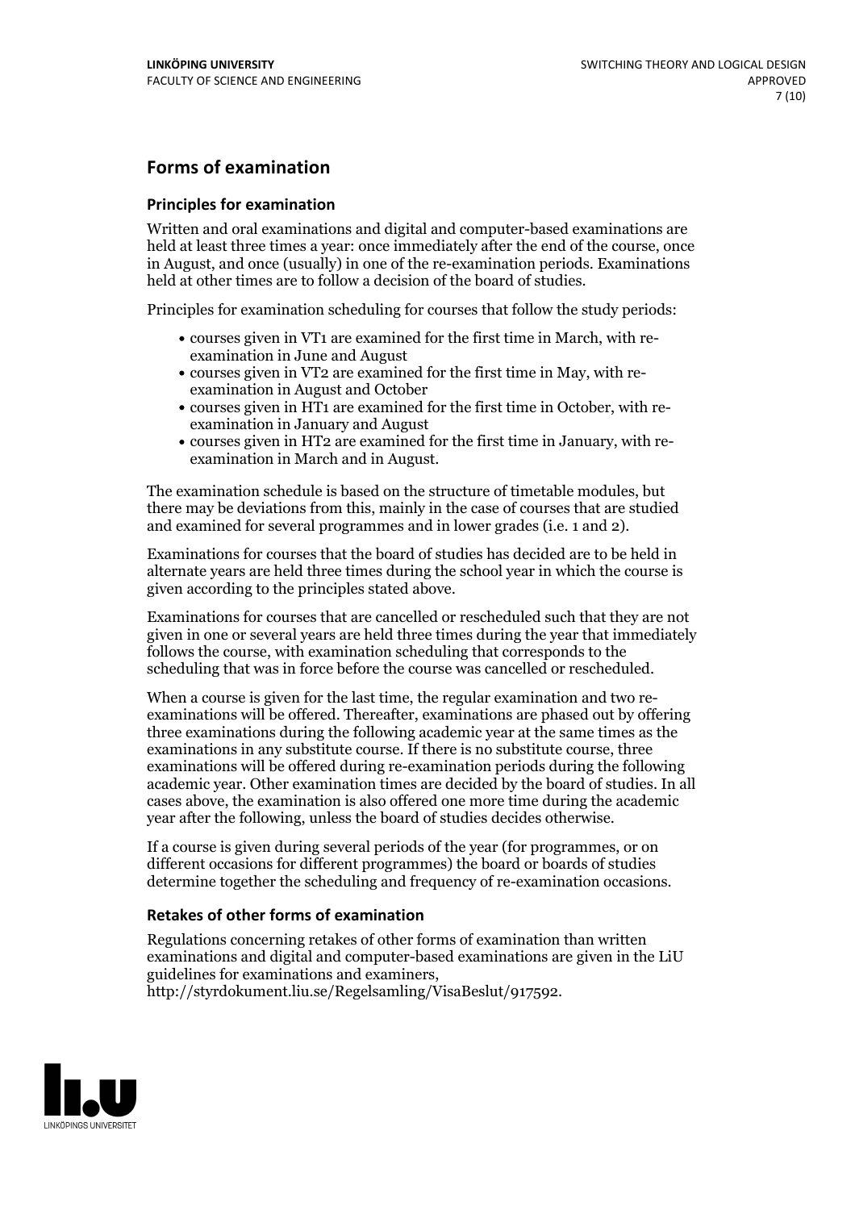## Forms of examination

### Principles for examination

Written and oral examinations and digital and computer-based examinations are held at least three times a year: once immediately after the end of the course, once in August, and once (usually) in one of the re-examination periods. Examinations held at other times are to follow a decision of the board of studies.

Principles for examination scheduling for courses that follow the study periods:

- courses given in VT1 are examined for the first time in March, with re-examination in June and August
- courses given in VT2 are examined for the first time in May, with re-examination in August and October
- courses given in HT1 are examined for the first time in October, with re-examination in January and August
- courses given in HT2 are examined for the first time in January, with re-examination in March and in August.

The examination schedule is based on the structure of timetable modules, but there may be deviations from this, mainly in the case of courses that are studied and examined for several programmes and in lower grades (i.e. 1 and 2).

Examinations for courses that the board of studies has decided are to be held in alternate years are held three times during the school year in which the course is given according to the principles stated above.

Examinations for courses that are cancelled or rescheduled such that they are not given in one or several years are held three times during the year that immediately follows the course, with examination scheduling that corresponds to the scheduling that was in force before the course was cancelled or rescheduled.

When a course is given for the last time, the regular examination and two re-examinations will be offered. Thereafter, examinations are phased out by offering three examinations during the following academic year at the same times as the examinations in any substitute course. If there is no substitute course, three examinations will be offered during re-examination periods during the following academic year. Other examination times are decided by the board of studies. In all cases above, the examination is also offered one more time during the academic year after the following, unless the board of studies decides otherwise.

If a course is given during several periods of the year (for programmes, or on different occasions for different programmes) the board or boards of studies determine together the scheduling and frequency of re-examination occasions.

### Retakes of other forms of examination

Regulations concerning retakes of other forms of examination than written examinations and digital and computer-based examinations are given in the LiU guidelines for examinations and examiners, http://styrdokument.liu.se/Regelsamling/VisaBeslut/917592.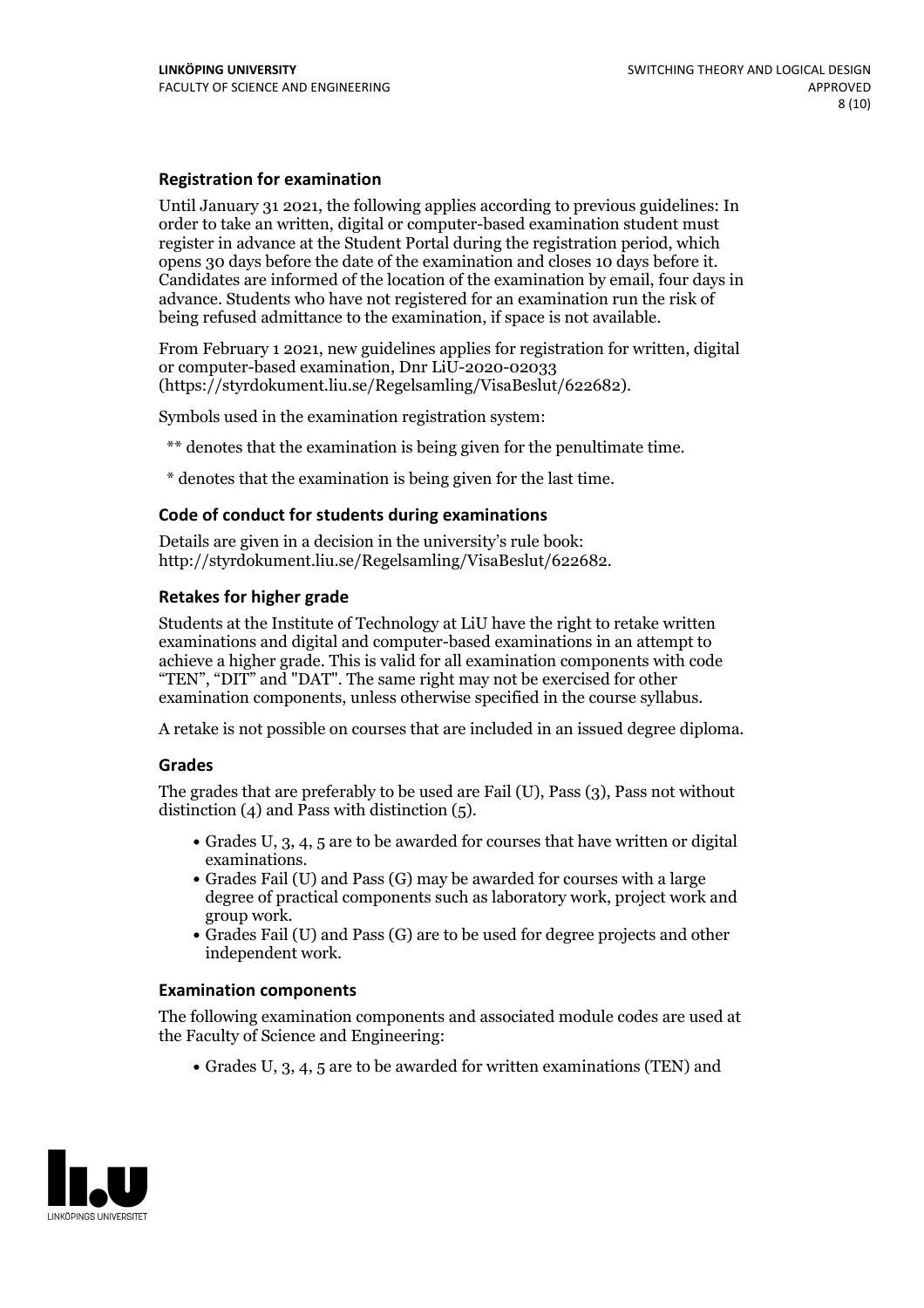### Registration for examination

Until January 31 2021, the following applies according to previous guidelines: In order to take an written, digital or computer-based examination student must register in advance at the Student Portal during the registration period, which opens 30 days before the date of the examination and closes 10 days before it. Candidates are informed of the location of the examination by email, four days in advance. Students who have not registered for an examination run the risk of being refused admittance to the examination, if space is not available.

From February 1 2021, new guidelines applies for registration for written, digital or computer-based examination, Dnr LiU-2020-02033 (https://styrdokument.liu.se/Regelsamling/VisaBeslut/622682).

Symbols used in the examination registration system:

** denotes that the examination is being given for the penultimate time.

* denotes that the examination is being given for the last time.

### Code of conduct for students during examinations

Details are given in a decision in the university's rule book: http://styrdokument.liu.se/Regelsamling/VisaBeslut/622682.

### Retakes for higher grade

Students at the Institute of Technology at LiU have the right to retake written examinations and digital and computer-based examinations in an attempt to achieve a higher grade. This is valid for all examination components with code "TEN", "DIT" and "DAT". The same right may not be exercised for other examination components, unless otherwise specified in the course syllabus.

A retake is not possible on courses that are included in an issued degree diploma.

### Grades

The grades that are preferably to be used are Fail (U), Pass (3), Pass not without distinction (4) and Pass with distinction (5).

- Grades U, 3, 4, 5 are to be awarded for courses that have written or digital examinations.
- Grades Fail (U) and Pass (G) may be awarded for courses with a large degree of practical components such as laboratory work, project work and group work.
- Grades Fail (U) and Pass (G) are to be used for degree projects and other independent work.

### Examination components

The following examination components and associated module codes are used at the Faculty of Science and Engineering:

- Grades U, 3, 4, 5 are to be awarded for written examinations (TEN) and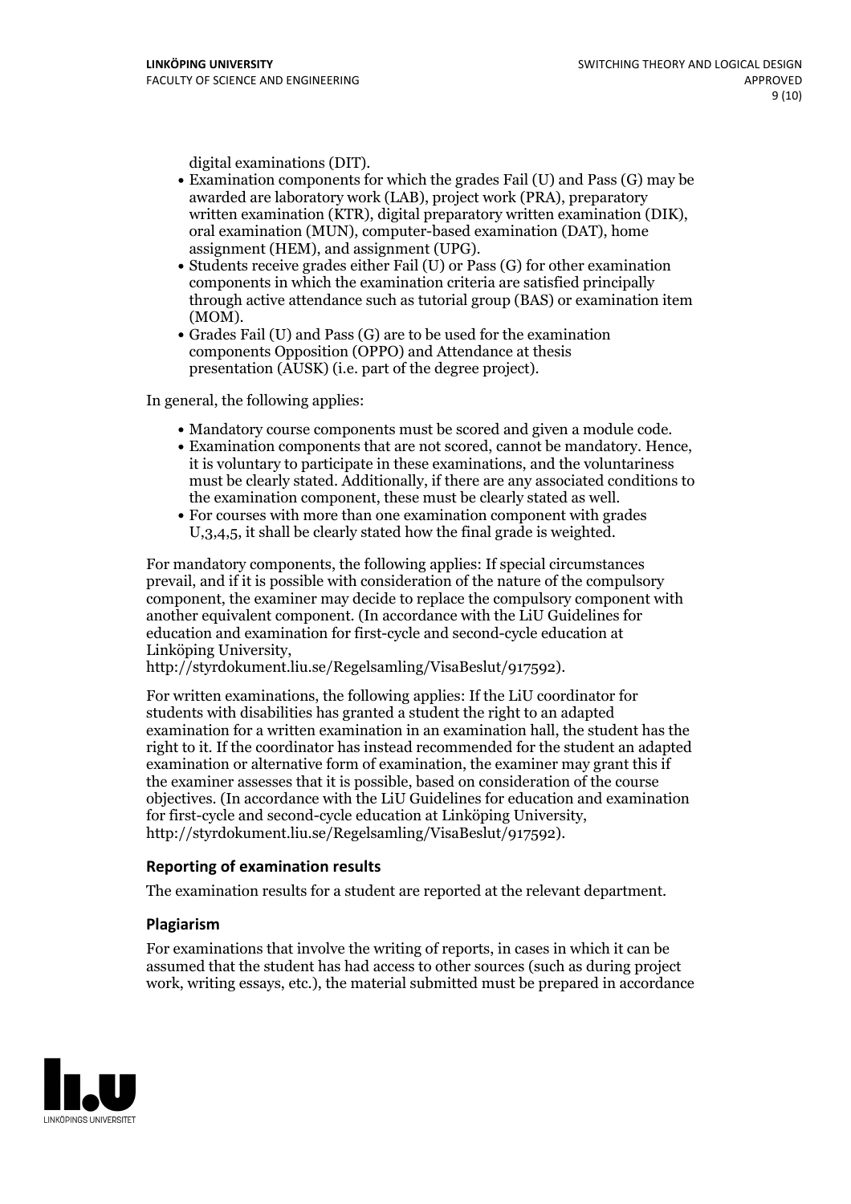digital examinations (DIT).

- Examination components for which the grades Fail (U) and Pass (G) may be awarded are laboratory work (LAB), project work (PRA), preparatory written examination (KTR), digital preparatory written examination (DIK), oral examination (MUN), computer-based examination (DAT), home assignment (HEM), and assignment (UPG).
- Students receive grades either Fail (U) or Pass (G) for other examination components in which the examination criteria are satisfied principally through active attendance such as tutorial group (BAS) or examination item (MOM).
- Grades Fail (U) and Pass (G) are to be used for the examination components Opposition (OPPO) and Attendance at thesis presentation (AUSK) (i.e. part of the degree project).

In general, the following applies:

- Mandatory course components must be scored and given a module code.
- Examination components that are not scored, cannot be mandatory. Hence, it is voluntary to participate in these examinations, and the voluntariness must be clearly stated. Additionally, if there are any associated conditions to the examination component, these must be clearly stated as well.
- For courses with more than one examination component with grades U,3,4,5, it shall be clearly stated how the final grade is weighted.

For mandatory components, the following applies: If special circumstances prevail, and if it is possible with consideration of the nature of the compulsory component, the examiner may decide to replace the compulsory component with another equivalent component. (In accordance with the LiU Guidelines for education and examination for first-cycle and second-cycle education at Linköping University, http://styrdokument.liu.se/Regelsamling/VisaBeslut/917592).

For written examinations, the following applies: If the LiU coordinator for students with disabilities has granted a student the right to an adapted examination for a written examination in an examination hall, the student has the right to it. If the coordinator has instead recommended for the student an adapted examination or alternative form of examination, the examiner may grant this if the examiner assesses that it is possible, based on consideration of the course objectives. (In accordance with the LiU Guidelines for education and examination for first-cycle and second-cycle education at Linköping University, http://styrdokument.liu.se/Regelsamling/VisaBeslut/917592).

### Reporting of examination results

The examination results for a student are reported at the relevant department.

### Plagiarism

For examinations that involve the writing of reports, in cases in which it can be assumed that the student has had access to other sources (such as during project work, writing essays, etc.), the material submitted must be prepared in accordance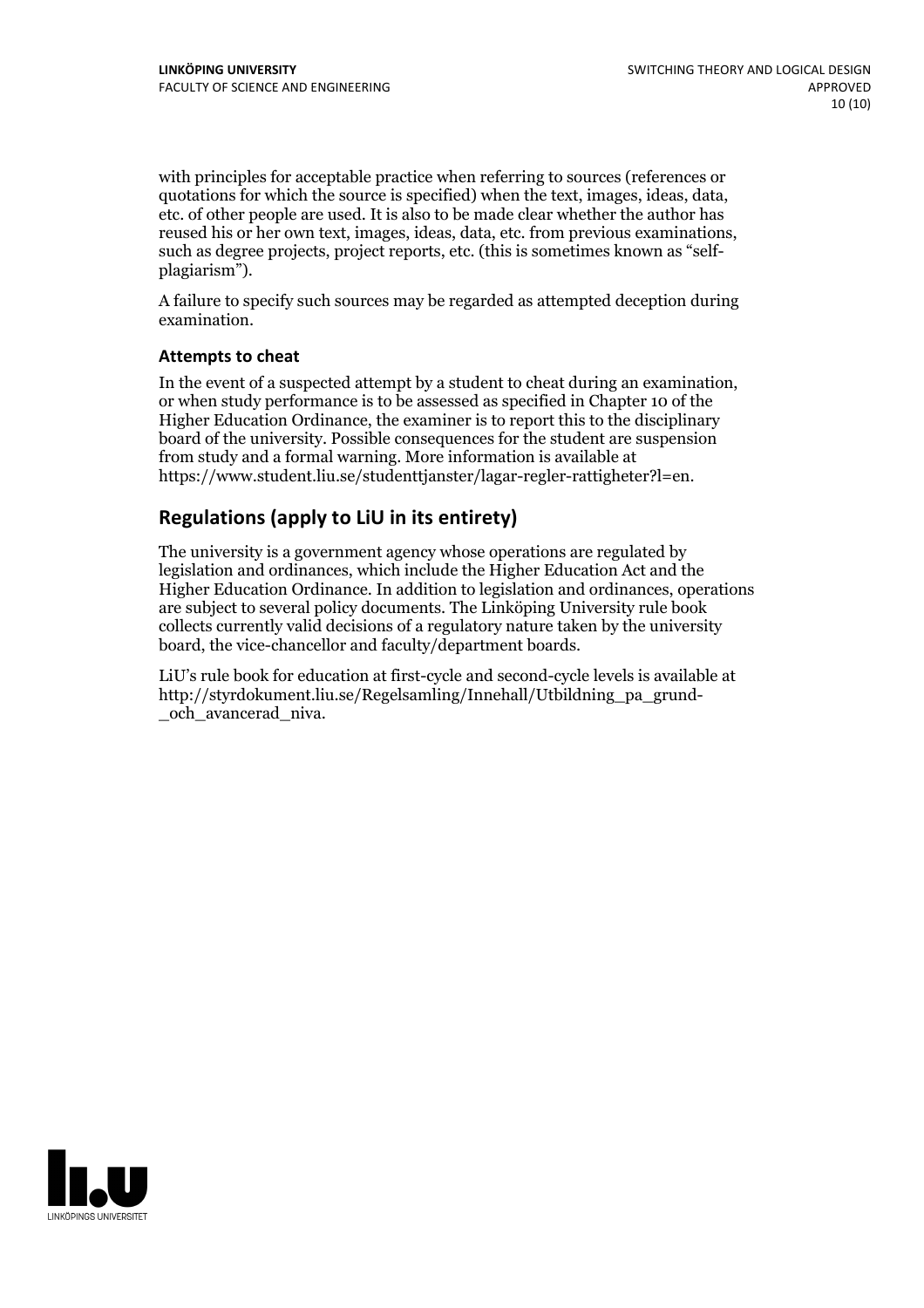with principles for acceptable practice when referring to sources (references or quotations for which the source is specified) when the text, images, ideas, data, etc. of other people are used. It is also to be made clear whether the author has reused his or her own text, images, ideas, data, etc. from previous examinations, such as degree projects, project reports, etc. (this is sometimes known as "self-plagiarism").

A failure to specify such sources may be regarded as attempted deception during examination.

### Attempts to cheat

In the event of a suspected attempt by a student to cheat during an examination, or when study performance is to be assessed as specified in Chapter 10 of the Higher Education Ordinance, the examiner is to report this to the disciplinary board of the university. Possible consequences for the student are suspension from study and a formal warning. More information is available at https://www.student.liu.se/studenttjanster/lagar-regler-rattigheter?l=en.

## Regulations (apply to LiU in its entirety)

The university is a government agency whose operations are regulated by legislation and ordinances, which include the Higher Education Act and the Higher Education Ordinance. In addition to legislation and ordinances, operations are subject to several policy documents. The Linköping University rule book collects currently valid decisions of a regulatory nature taken by the university board, the vice-chancellor and faculty/department boards.

LiU's rule book for education at first-cycle and second-cycle levels is available at http://styrdokument.liu.se/Regelsamling/Innehall/Utbildning_pa_grund-_och_avancerad_niva.